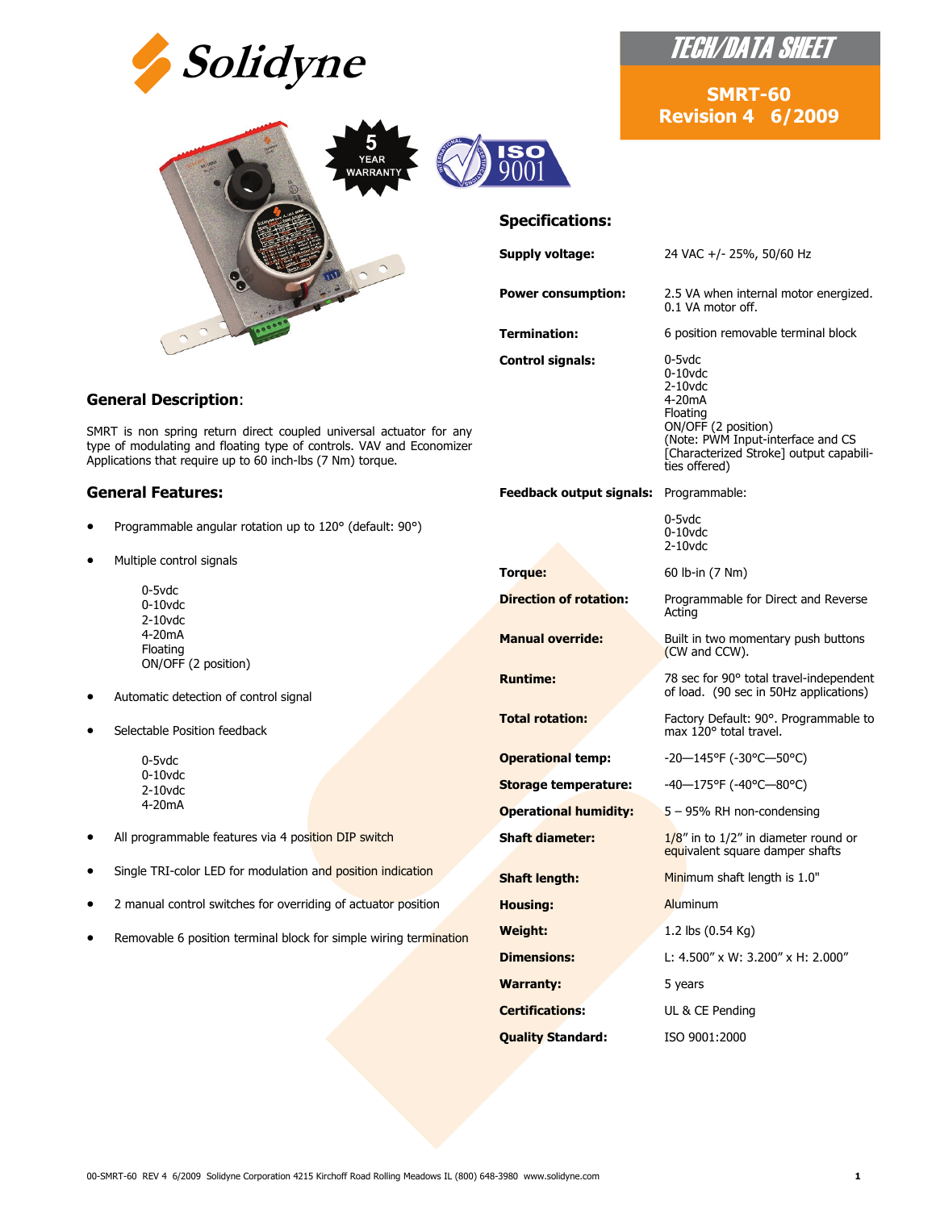# TECH/DATA SHEET

**SMRT-60**
**Revision 4 6/2009**

5 YEAR WARRANTY

ISO 9001

## General Description:

SMRT is non spring return direct coupled universal actuator for any type of modulating and floating type of controls. VAV and Economizer Applications that require up to 60 inch-lbs (7 Nm) torque.

## General Features:

- Programmable angular rotation up to 120° (default: 90°)
- Multiple control signals

  0-5vdc
  0-10vdc
  2-10vdc
  4-20mA
  Floating
  ON/OFF (2 position)

- Automatic detection of control signal
- Selectable Position feedback

  0-5vdc
  0-10vdc
  2-10vdc
  4-20mA

- All programmable features via 4 position DIP switch
- Single TRI-color LED for modulation and position indication
- 2 manual control switches for overriding of actuator position
- Removable 6 position terminal block for simple wiring termination

## Specifications:

| | |
|---|---|
| **Supply voltage:** | 24 VAC +/- 25%, 50/60 Hz |
| **Power consumption:** | 2.5 VA when internal motor energized. 0.1 VA motor off. |
| **Termination:** | 6 position removable terminal block |
| **Control signals:** | 0-5vdc<br>0-10vdc<br>2-10vdc<br>4-20mA<br>Floating<br>ON/OFF (2 position)<br>(Note: PWM Input-interface and CS [Characterized Stroke] output capabilities offered) |
| **Feedback output signals:** | Programmable:<br>0-5vdc<br>0-10vdc<br>2-10vdc |
| **Torque:** | 60 lb-in (7 Nm) |
| **Direction of rotation:** | Programmable for Direct and Reverse Acting |
| **Manual override:** | Built in two momentary push buttons (CW and CCW). |
| **Runtime:** | 78 sec for 90° total travel-independent of load. (90 sec in 50Hz applications) |
| **Total rotation:** | Factory Default: 90°. Programmable to max 120° total travel. |
| **Operational temp:** | -20—145°F (-30°C—50°C) |
| **Storage temperature:** | -40—175°F (-40°C—80°C) |
| **Operational humidity:** | 5 – 95% RH non-condensing |
| **Shaft diameter:** | 1/8" in to 1/2" in diameter round or equivalent square damper shafts |
| **Shaft length:** | Minimum shaft length is 1.0" |
| **Housing:** | Aluminum |
| **Weight:** | 1.2 lbs (0.54 Kg) |
| **Dimensions:** | L: 4.500" x W: 3.200" x H: 2.000" |
| **Warranty:** | 5 years |
| **Certifications:** | UL & CE Pending |
| **Quality Standard:** | ISO 9001:2000 |

00-SMRT-60 REV 4 6/2009 Solidyne Corporation 4215 Kirchoff Road Rolling Meadows IL (800) 648-3980 www.solidyne.com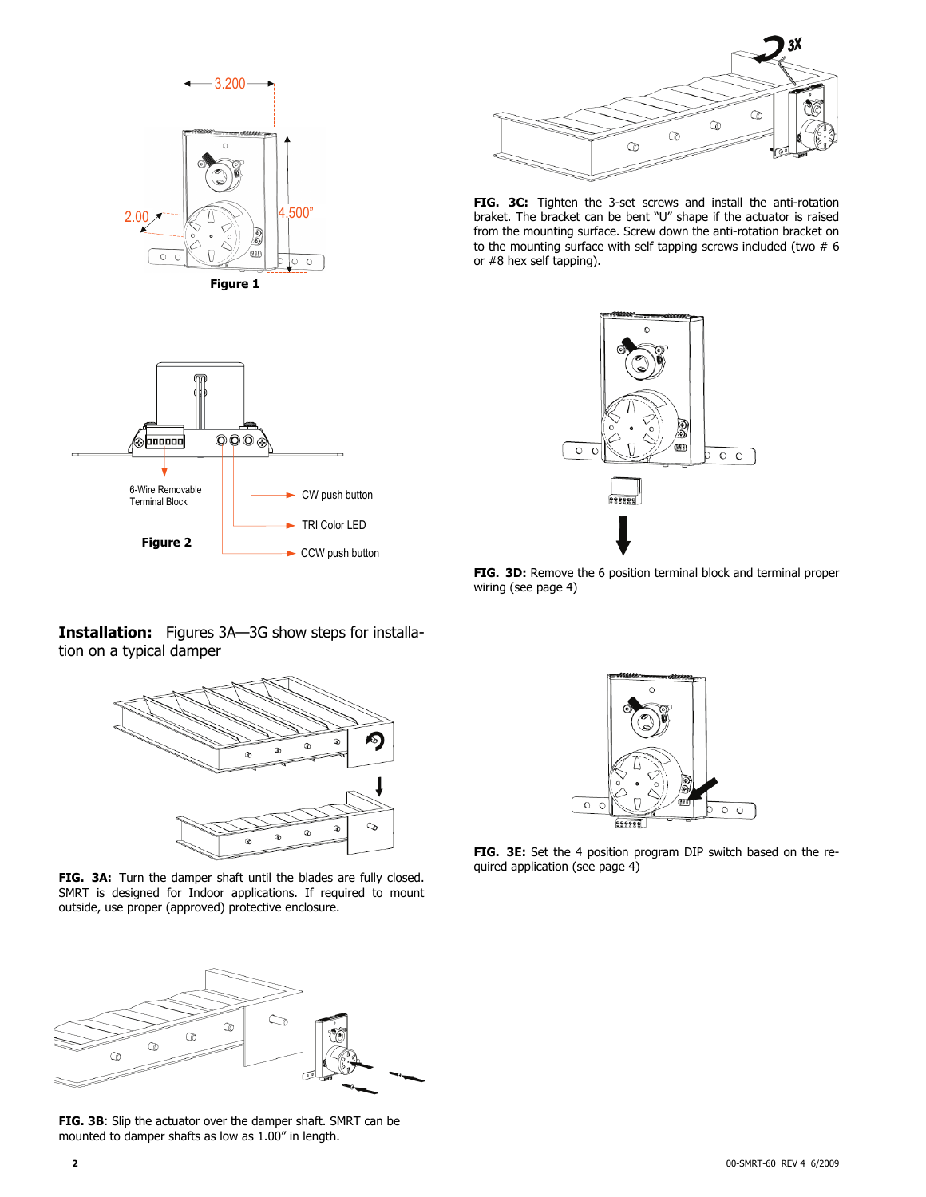3.200

2.00

4.500"

**Figure 1**

6-Wire Removable Terminal Block

CW push button

TRI Color LED

CCW push button

**Figure 2**

**FIG. 3C:** Tighten the 3-set screws and install the anti-rotation braket. The bracket can be bent "U" shape if the actuator is raised from the mounting surface. Screw down the anti-rotation bracket on to the mounting surface with self tapping screws included (two # 6 or #8 hex self tapping).

**FIG. 3D:** Remove the 6 position terminal block and terminal proper wiring (see page 4)

**Installation:** Figures 3A—3G show steps for installation on a typical damper

**FIG. 3A:** Turn the damper shaft until the blades are fully closed. SMRT is designed for Indoor applications. If required to mount outside, use proper (approved) protective enclosure.

**FIG. 3E:** Set the 4 position program DIP switch based on the required application (see page 4)

**FIG. 3B**: Slip the actuator over the damper shaft. SMRT can be mounted to damper shafts as low as 1.00" in length.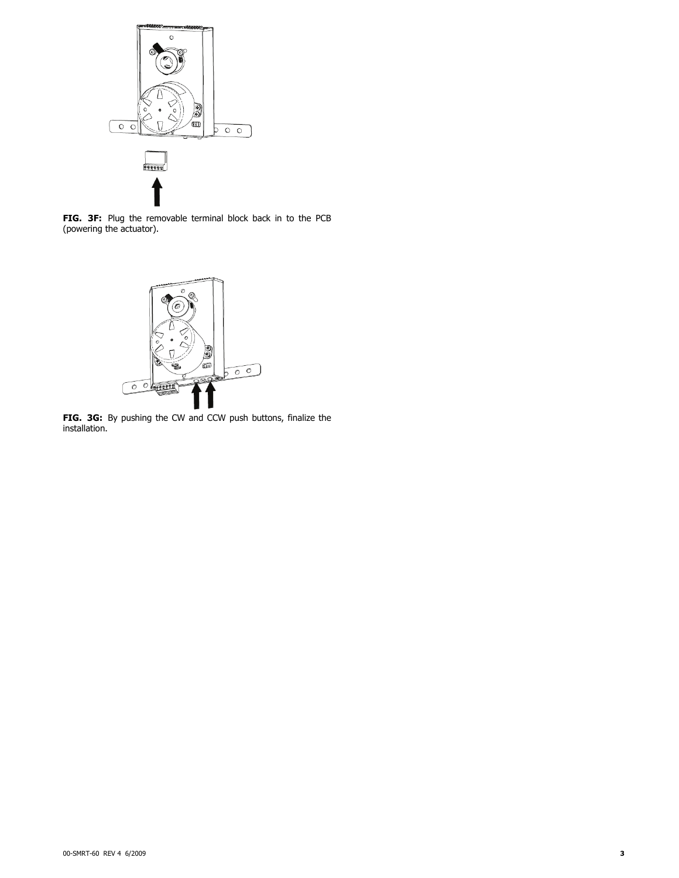**FIG. 3F:** Plug the removable terminal block back in to the PCB (powering the actuator).

**FIG. 3G:** By pushing the CW and CCW push buttons, finalize the installation.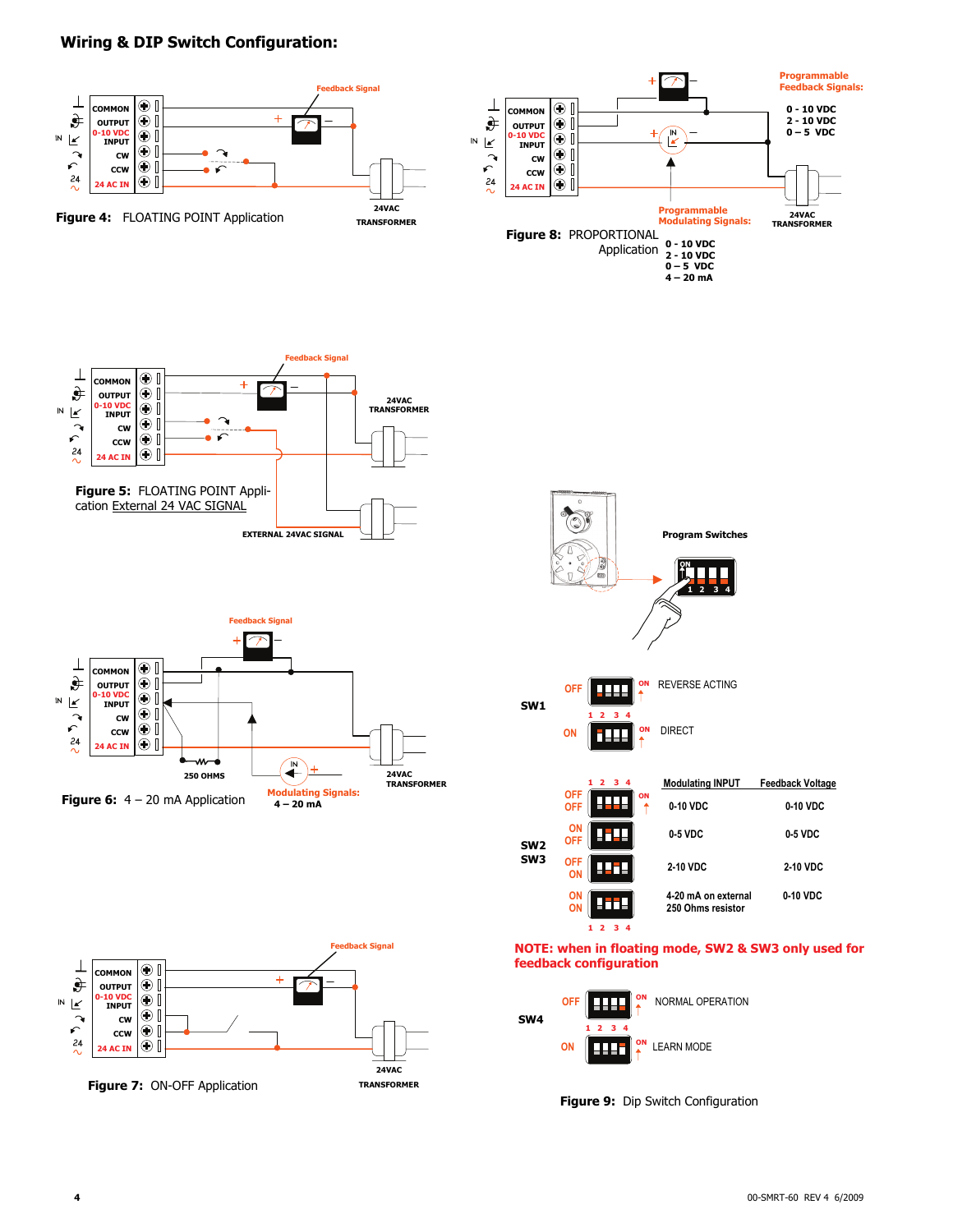## Wiring & DIP Switch Configuration:

COMMON
OUTPUT
0-10 VDC
INPUT
CW
CCW
24 AC IN
Feedback Signal
24VAC
TRANSFORMER

**Figure 4:** FLOATING POINT Application

COMMON
OUTPUT
0-10 VDC
INPUT
CW
CCW
24 AC IN
Programmable Feedback Signals:
0 - 10 VDC
2 - 10 VDC
0 – 5 VDC
Programmable Modulating Signals:
0 - 10 VDC
2 - 10 VDC
0 – 5 VDC
4 – 20 mA
24VAC
TRANSFORMER

**Figure 8:** PROPORTIONAL Application

COMMON
OUTPUT
0-10 VDC
INPUT
CW
CCW
24 AC IN
Feedback Signal
24VAC
TRANSFORMER
EXTERNAL 24VAC SIGNAL

**Figure 5:** FLOATING POINT Application External 24 VAC SIGNAL

Program Switches

COMMON
OUTPUT
0-10 VDC
INPUT
CW
CCW
24 AC IN
Feedback Signal
250 OHMS
Modulating Signals:
4 – 20 mA
24VAC
TRANSFORMER

**Figure 6:** 4 – 20 mA Application

| | Switch | Setting |
|---|---|---|
| SW1 | OFF | REVERSE ACTING |
| | ON | DIRECT |

| SW2 / SW3 | Modulating INPUT | Feedback Voltage |
|---|---|---|
| OFF / OFF | 0-10 VDC | 0-10 VDC |
| ON / OFF | 0-5 VDC | 0-5 VDC |
| OFF / ON | 2-10 VDC | 2-10 VDC |
| ON / ON | 4-20 mA on external 250 Ohms resistor | 0-10 VDC |

**NOTE: when in floating mode, SW2 & SW3 only used for feedback configuration**

| | Switch | Setting |
|---|---|---|
| SW4 | OFF | NORMAL OPERATION |
| | ON | LEARN MODE |

COMMON
OUTPUT
0-10 VDC
INPUT
CW
CCW
24 AC IN
Feedback Signal
24VAC
TRANSFORMER

**Figure 7:** ON-OFF Application

**Figure 9:** Dip Switch Configuration

00-SMRT-60 REV 4 6/2009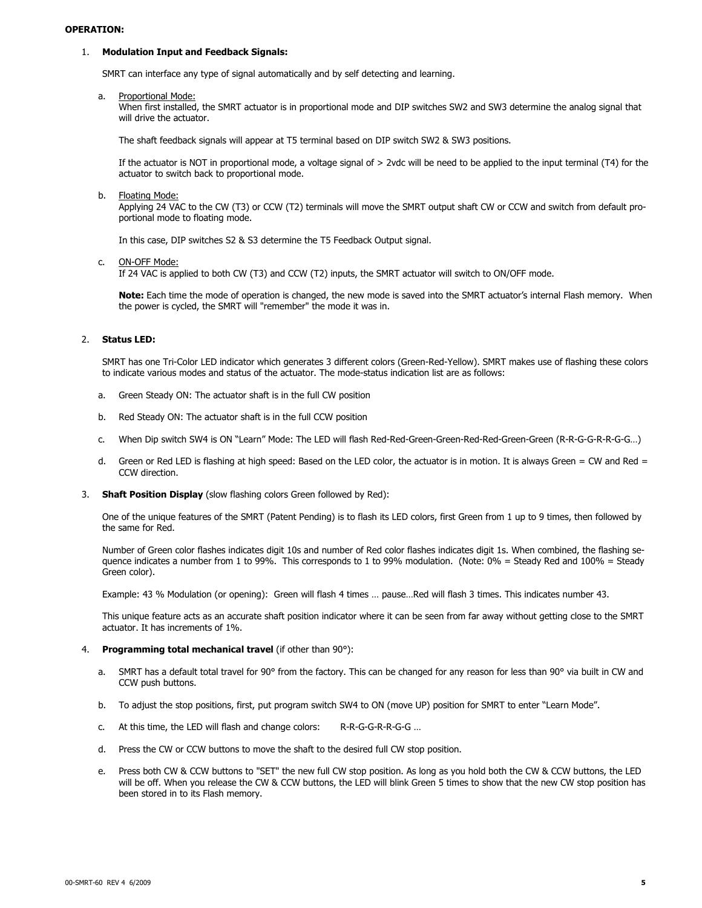**OPERATION:**

1. **Modulation Input and Feedback Signals:**

   SMRT can interface any type of signal automatically and by self detecting and learning.

   a. Proportional Mode:
      When first installed, the SMRT actuator is in proportional mode and DIP switches SW2 and SW3 determine the analog signal that will drive the actuator.

      The shaft feedback signals will appear at T5 terminal based on DIP switch SW2 & SW3 positions.

      If the actuator is NOT in proportional mode, a voltage signal of > 2vdc will be need to be applied to the input terminal (T4) for the actuator to switch back to proportional mode.

   b. Floating Mode:
      Applying 24 VAC to the CW (T3) or CCW (T2) terminals will move the SMRT output shaft CW or CCW and switch from default proportional mode to floating mode.

      In this case, DIP switches S2 & S3 determine the T5 Feedback Output signal.

   c. ON-OFF Mode:
      If 24 VAC is applied to both CW (T3) and CCW (T2) inputs, the SMRT actuator will switch to ON/OFF mode.

      **Note:** Each time the mode of operation is changed, the new mode is saved into the SMRT actuator's internal Flash memory. When the power is cycled, the SMRT will "remember" the mode it was in.

2. **Status LED:**

   SMRT has one Tri-Color LED indicator which generates 3 different colors (Green-Red-Yellow). SMRT makes use of flashing these colors to indicate various modes and status of the actuator. The mode-status indication list are as follows:

   a. Green Steady ON: The actuator shaft is in the full CW position

   b. Red Steady ON: The actuator shaft is in the full CCW position

   c. When Dip switch SW4 is ON "Learn" Mode: The LED will flash Red-Red-Green-Green-Red-Red-Green-Green (R-R-G-G-R-R-G-G…)

   d. Green or Red LED is flashing at high speed: Based on the LED color, the actuator is in motion. It is always Green = CW and Red = CCW direction.

3. **Shaft Position Display** (slow flashing colors Green followed by Red):

   One of the unique features of the SMRT (Patent Pending) is to flash its LED colors, first Green from 1 up to 9 times, then followed by the same for Red.

   Number of Green color flashes indicates digit 10s and number of Red color flashes indicates digit 1s. When combined, the flashing sequence indicates a number from 1 to 99%. This corresponds to 1 to 99% modulation. (Note: 0% = Steady Red and 100% = Steady Green color).

   Example: 43 % Modulation (or opening): Green will flash 4 times … pause…Red will flash 3 times. This indicates number 43.

   This unique feature acts as an accurate shaft position indicator where it can be seen from far away without getting close to the SMRT actuator. It has increments of 1%.

4. **Programming total mechanical travel** (if other than 90°):

   a. SMRT has a default total travel for 90° from the factory. This can be changed for any reason for less than 90° via built in CW and CCW push buttons.

   b. To adjust the stop positions, first, put program switch SW4 to ON (move UP) position for SMRT to enter "Learn Mode".

   c. At this time, the LED will flash and change colors: R-R-G-G-R-R-G-G …

   d. Press the CW or CCW buttons to move the shaft to the desired full CW stop position.

   e. Press both CW & CCW buttons to "SET" the new full CW stop position. As long as you hold both the CW & CCW buttons, the LED will be off. When you release the CW & CCW buttons, the LED will blink Green 5 times to show that the new CW stop position has been stored in to its Flash memory.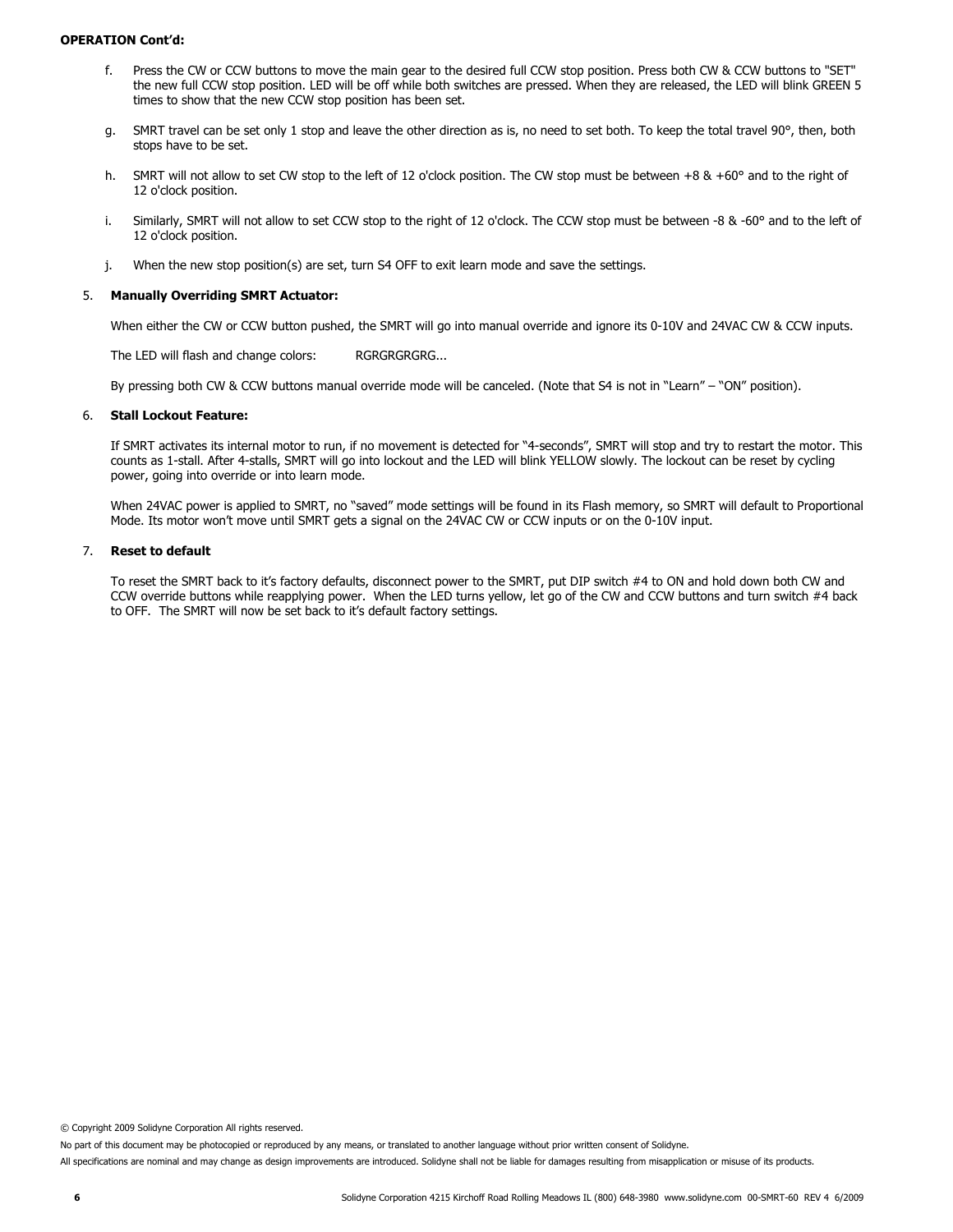**OPERATION Cont'd:**

f. Press the CW or CCW buttons to move the main gear to the desired full CCW stop position. Press both CW & CCW buttons to "SET" the new full CCW stop position. LED will be off while both switches are pressed. When they are released, the LED will blink GREEN 5 times to show that the new CCW stop position has been set.

g. SMRT travel can be set only 1 stop and leave the other direction as is, no need to set both. To keep the total travel 90°, then, both stops have to be set.

h. SMRT will not allow to set CW stop to the left of 12 o'clock position. The CW stop must be between +8 & +60° and to the right of 12 o'clock position.

i. Similarly, SMRT will not allow to set CCW stop to the right of 12 o'clock. The CCW stop must be between -8 & -60° and to the left of 12 o'clock position.

j. When the new stop position(s) are set, turn S4 OFF to exit learn mode and save the settings.

5. **Manually Overriding SMRT Actuator:**

When either the CW or CCW button pushed, the SMRT will go into manual override and ignore its 0-10V and 24VAC CW & CCW inputs.

The LED will flash and change colors: RGRGRGRGRG...

By pressing both CW & CCW buttons manual override mode will be canceled. (Note that S4 is not in "Learn" – "ON" position).

6. **Stall Lockout Feature:**

If SMRT activates its internal motor to run, if no movement is detected for "4-seconds", SMRT will stop and try to restart the motor. This counts as 1-stall. After 4-stalls, SMRT will go into lockout and the LED will blink YELLOW slowly. The lockout can be reset by cycling power, going into override or into learn mode.

When 24VAC power is applied to SMRT, no "saved" mode settings will be found in its Flash memory, so SMRT will default to Proportional Mode. Its motor won't move until SMRT gets a signal on the 24VAC CW or CCW inputs or on the 0-10V input.

7. **Reset to default**

To reset the SMRT back to it's factory defaults, disconnect power to the SMRT, put DIP switch #4 to ON and hold down both CW and CCW override buttons while reapplying power. When the LED turns yellow, let go of the CW and CCW buttons and turn switch #4 back to OFF. The SMRT will now be set back to it's default factory settings.

© Copyright 2009 Solidyne Corporation All rights reserved.

No part of this document may be photocopied or reproduced by any means, or translated to another language without prior written consent of Solidyne.

All specifications are nominal and may change as design improvements are introduced. Solidyne shall not be liable for damages resulting from misapplication or misuse of its products.